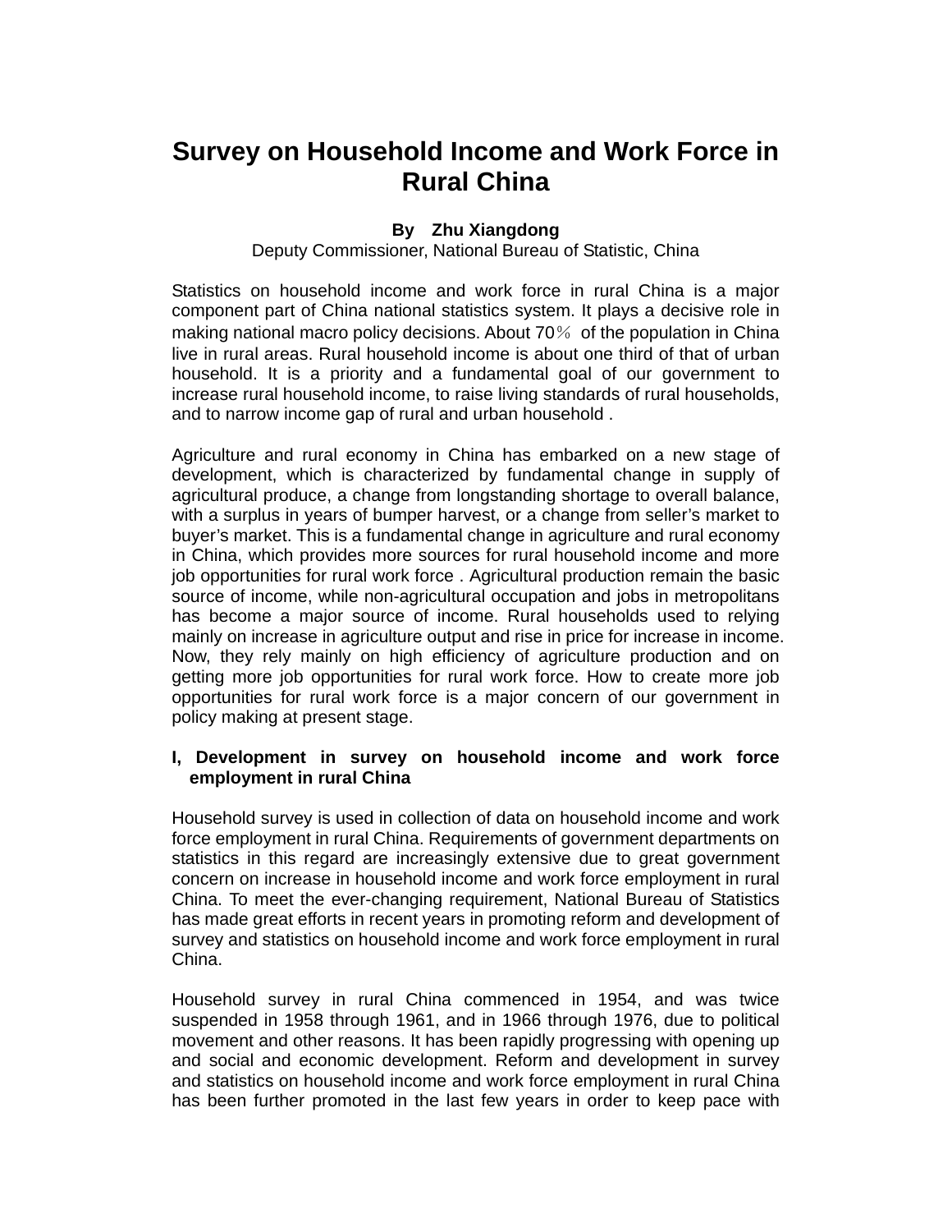# Survey on Household Income and Work Force in Rural China

**By Zhu Xiangdong**

Deputy Commissioner, National Bureau of Statistic, China

Statistics on household income and work force in rural China is a major component part of China national statistics system. It plays a decisive role in making national macro policy decisions. About 70％ of the population in China live in rural areas. Rural household income is about one third of that of urban household. It is a priority and a fundamental goal of our government to increase rural household income, to raise living standards of rural households, and to narrow income gap of rural and urban household .

Agriculture and rural economy in China has embarked on a new stage of development, which is characterized by fundamental change in supply of agricultural produce, a change from longstanding shortage to overall balance, with a surplus in years of bumper harvest, or a change from seller's market to buyer's market. This is a fundamental change in agriculture and rural economy in China, which provides more sources for rural household income and more job opportunities for rural work force . Agricultural production remain the basic source of income, while non-agricultural occupation and jobs in metropolitans has become a major source of income. Rural households used to relying mainly on increase in agriculture output and rise in price for increase in income. Now, they rely mainly on high efficiency of agriculture production and on getting more job opportunities for rural work force. How to create more job opportunities for rural work force is a major concern of our government in policy making at present stage.

## I, Development in survey on household income and work force employment in rural China

Household survey is used in collection of data on household income and work force employment in rural China. Requirements of government departments on statistics in this regard are increasingly extensive due to great government concern on increase in household income and work force employment in rural China. To meet the ever-changing requirement, National Bureau of Statistics has made great efforts in recent years in promoting reform and development of survey and statistics on household income and work force employment in rural China.

Household survey in rural China commenced in 1954, and was twice suspended in 1958 through 1961, and in 1966 through 1976, due to political movement and other reasons. It has been rapidly progressing with opening up and social and economic development. Reform and development in survey and statistics on household income and work force employment in rural China has been further promoted in the last few years in order to keep pace with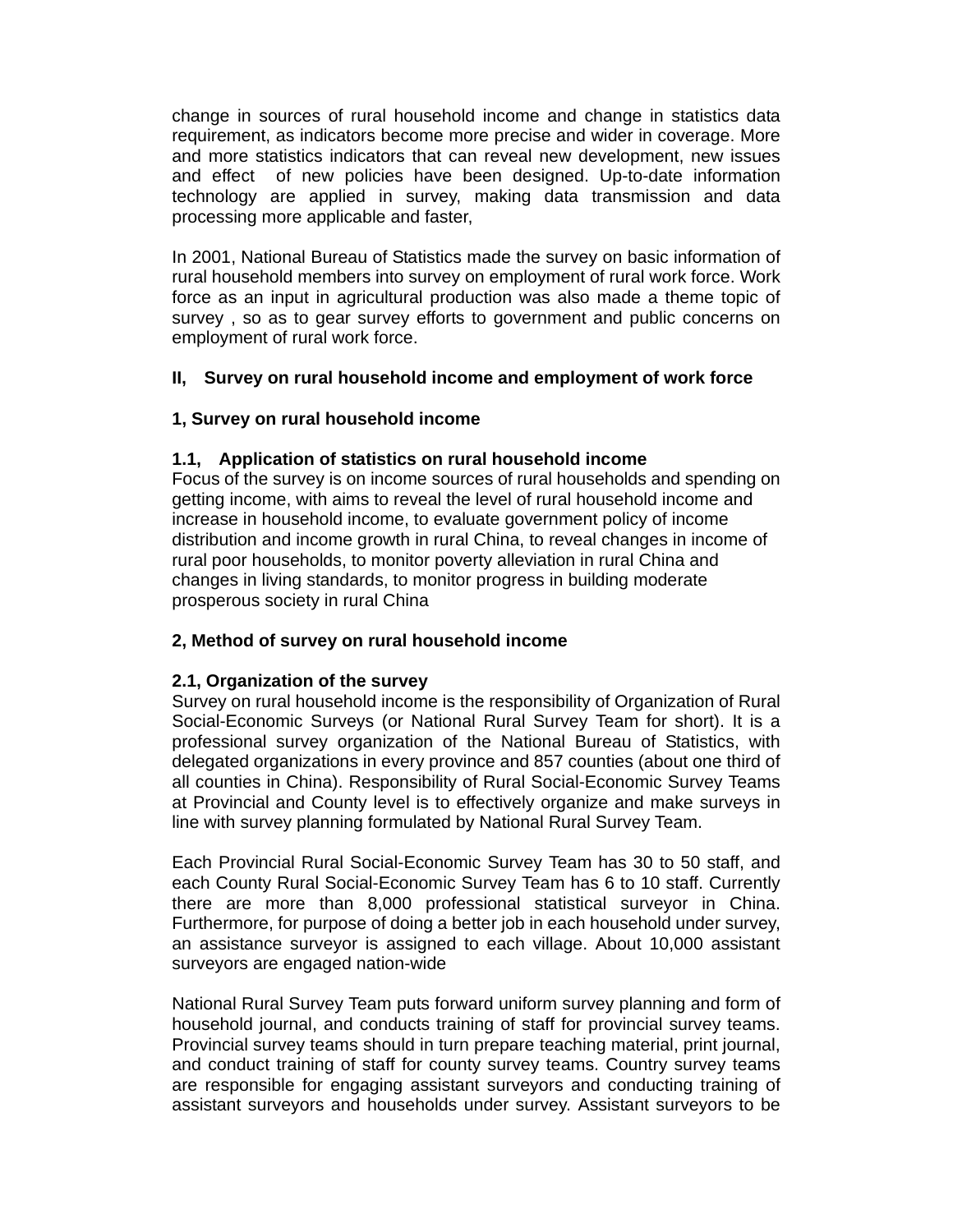change in sources of rural household income and change in statistics data requirement, as indicators become more precise and wider in coverage. More and more statistics indicators that can reveal new development, new issues and effect of new policies have been designed. Up-to-date information technology are applied in survey, making data transmission and data processing more applicable and faster,

In 2001, National Bureau of Statistics made the survey on basic information of rural household members into survey on employment of rural work force. Work force as an input in agricultural production was also made a theme topic of survey , so as to gear survey efforts to government and public concerns on employment of rural work force.

## II, Survey on rural household income and employment of work force

### 1, Survey on rural household income

#### 1.1, Application of statistics on rural household income

Focus of the survey is on income sources of rural households and spending on getting income, with aims to reveal the level of rural household income and increase in household income, to evaluate government policy of income distribution and income growth in rural China, to reveal changes in income of rural poor households, to monitor poverty alleviation in rural China and changes in living standards, to monitor progress in building moderate prosperous society in rural China

### 2, Method of survey on rural household income

#### 2.1, Organization of the survey

Survey on rural household income is the responsibility of Organization of Rural Social-Economic Surveys (or National Rural Survey Team for short). It is a professional survey organization of the National Bureau of Statistics, with delegated organizations in every province and 857 counties (about one third of all counties in China). Responsibility of Rural Social-Economic Survey Teams at Provincial and County level is to effectively organize and make surveys in line with survey planning formulated by National Rural Survey Team.

Each Provincial Rural Social-Economic Survey Team has 30 to 50 staff, and each County Rural Social-Economic Survey Team has 6 to 10 staff. Currently there are more than 8,000 professional statistical surveyor in China. Furthermore, for purpose of doing a better job in each household under survey, an assistance surveyor is assigned to each village. About 10,000 assistant surveyors are engaged nation-wide

National Rural Survey Team puts forward uniform survey planning and form of household journal, and conducts training of staff for provincial survey teams. Provincial survey teams should in turn prepare teaching material, print journal, and conduct training of staff for county survey teams. Country survey teams are responsible for engaging assistant surveyors and conducting training of assistant surveyors and households under survey. Assistant surveyors to be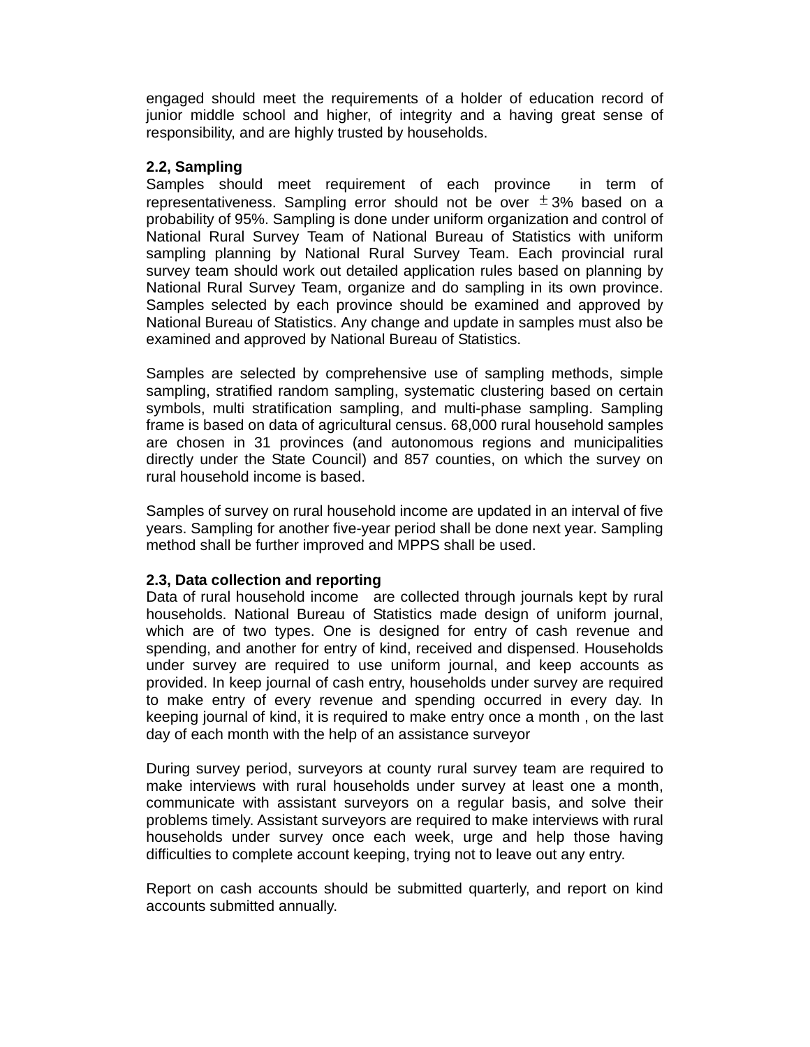engaged should meet the requirements of a holder of education record of junior middle school and higher, of integrity and a having great sense of responsibility, and are highly trusted by households.

**2.2, Sampling**

Samples should meet requirement of each province in term of representativeness. Sampling error should not be over ±3% based on a probability of 95%. Sampling is done under uniform organization and control of National Rural Survey Team of National Bureau of Statistics with uniform sampling planning by National Rural Survey Team. Each provincial rural survey team should work out detailed application rules based on planning by National Rural Survey Team, organize and do sampling in its own province. Samples selected by each province should be examined and approved by National Bureau of Statistics. Any change and update in samples must also be examined and approved by National Bureau of Statistics.

Samples are selected by comprehensive use of sampling methods, simple sampling, stratified random sampling, systematic clustering based on certain symbols, multi stratification sampling, and multi-phase sampling. Sampling frame is based on data of agricultural census. 68,000 rural household samples are chosen in 31 provinces (and autonomous regions and municipalities directly under the State Council) and 857 counties, on which the survey on rural household income is based.

Samples of survey on rural household income are updated in an interval of five years. Sampling for another five-year period shall be done next year. Sampling method shall be further improved and MPPS shall be used.

**2.3, Data collection and reporting**

Data of rural household income are collected through journals kept by rural households. National Bureau of Statistics made design of uniform journal, which are of two types. One is designed for entry of cash revenue and spending, and another for entry of kind, received and dispensed. Households under survey are required to use uniform journal, and keep accounts as provided. In keep journal of cash entry, households under survey are required to make entry of every revenue and spending occurred in every day. In keeping journal of kind, it is required to make entry once a month , on the last day of each month with the help of an assistance surveyor

During survey period, surveyors at county rural survey team are required to make interviews with rural households under survey at least one a month, communicate with assistant surveyors on a regular basis, and solve their problems timely. Assistant surveyors are required to make interviews with rural households under survey once each week, urge and help those having difficulties to complete account keeping, trying not to leave out any entry.

Report on cash accounts should be submitted quarterly, and report on kind accounts submitted annually.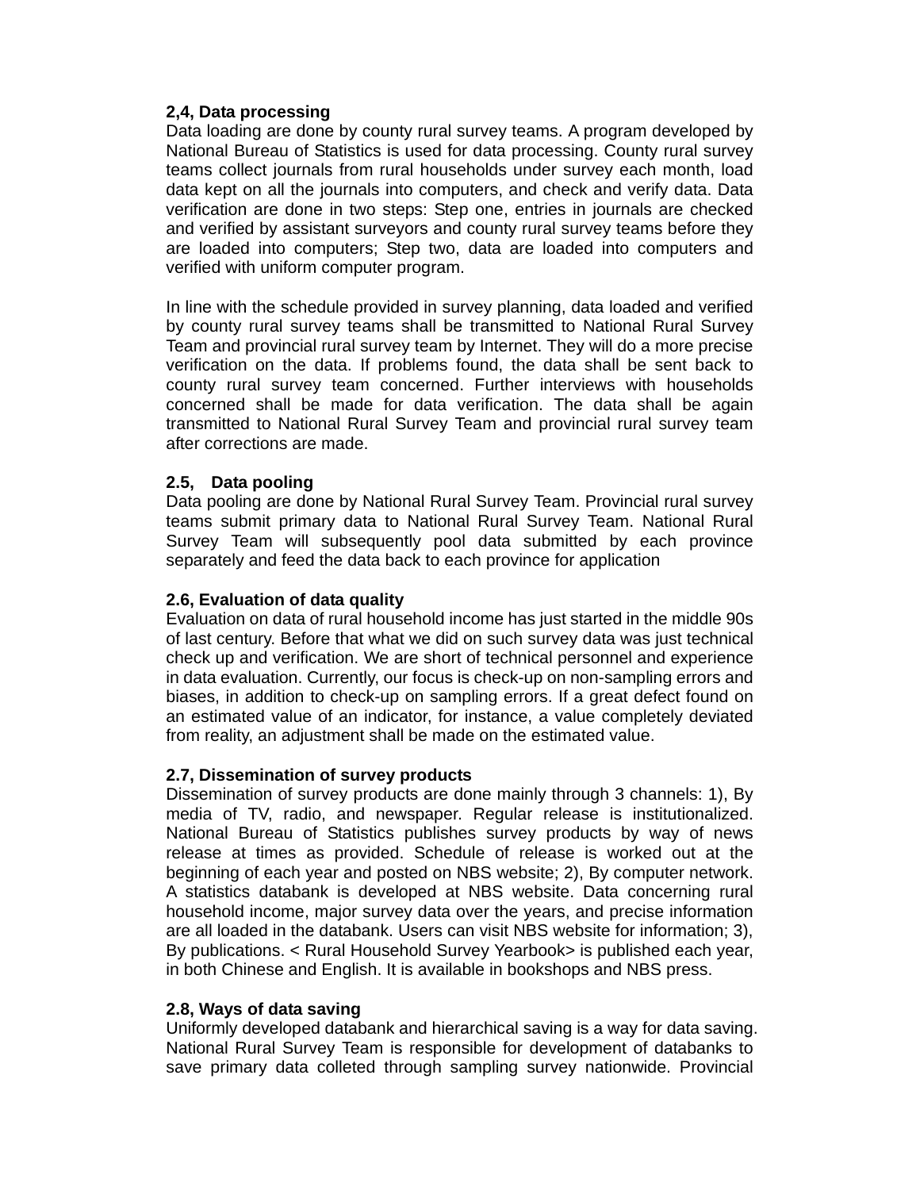**2,4, Data processing**

Data loading are done by county rural survey teams. A program developed by National Bureau of Statistics is used for data processing. County rural survey teams collect journals from rural households under survey each month, load data kept on all the journals into computers, and check and verify data. Data verification are done in two steps: Step one, entries in journals are checked and verified by assistant surveyors and county rural survey teams before they are loaded into computers; Step two, data are loaded into computers and verified with uniform computer program.

In line with the schedule provided in survey planning, data loaded and verified by county rural survey teams shall be transmitted to National Rural Survey Team and provincial rural survey team by Internet. They will do a more precise verification on the data. If problems found, the data shall be sent back to county rural survey team concerned. Further interviews with households concerned shall be made for data verification. The data shall be again transmitted to National Rural Survey Team and provincial rural survey team after corrections are made.

**2.5, Data pooling**

Data pooling are done by National Rural Survey Team. Provincial rural survey teams submit primary data to National Rural Survey Team. National Rural Survey Team will subsequently pool data submitted by each province separately and feed the data back to each province for application

**2.6, Evaluation of data quality**

Evaluation on data of rural household income has just started in the middle 90s of last century. Before that what we did on such survey data was just technical check up and verification. We are short of technical personnel and experience in data evaluation. Currently, our focus is check-up on non-sampling errors and biases, in addition to check-up on sampling errors. If a great defect found on an estimated value of an indicator, for instance, a value completely deviated from reality, an adjustment shall be made on the estimated value.

**2.7, Dissemination of survey products**

Dissemination of survey products are done mainly through 3 channels: 1), By media of TV, radio, and newspaper. Regular release is institutionalized. National Bureau of Statistics publishes survey products by way of news release at times as provided. Schedule of release is worked out at the beginning of each year and posted on NBS website; 2), By computer network. A statistics databank is developed at NBS website. Data concerning rural household income, major survey data over the years, and precise information are all loaded in the databank. Users can visit NBS website for information; 3), By publications. < Rural Household Survey Yearbook> is published each year, in both Chinese and English. It is available in bookshops and NBS press.

**2.8, Ways of data saving**

Uniformly developed databank and hierarchical saving is a way for data saving. National Rural Survey Team is responsible for development of databanks to save primary data colleted through sampling survey nationwide. Provincial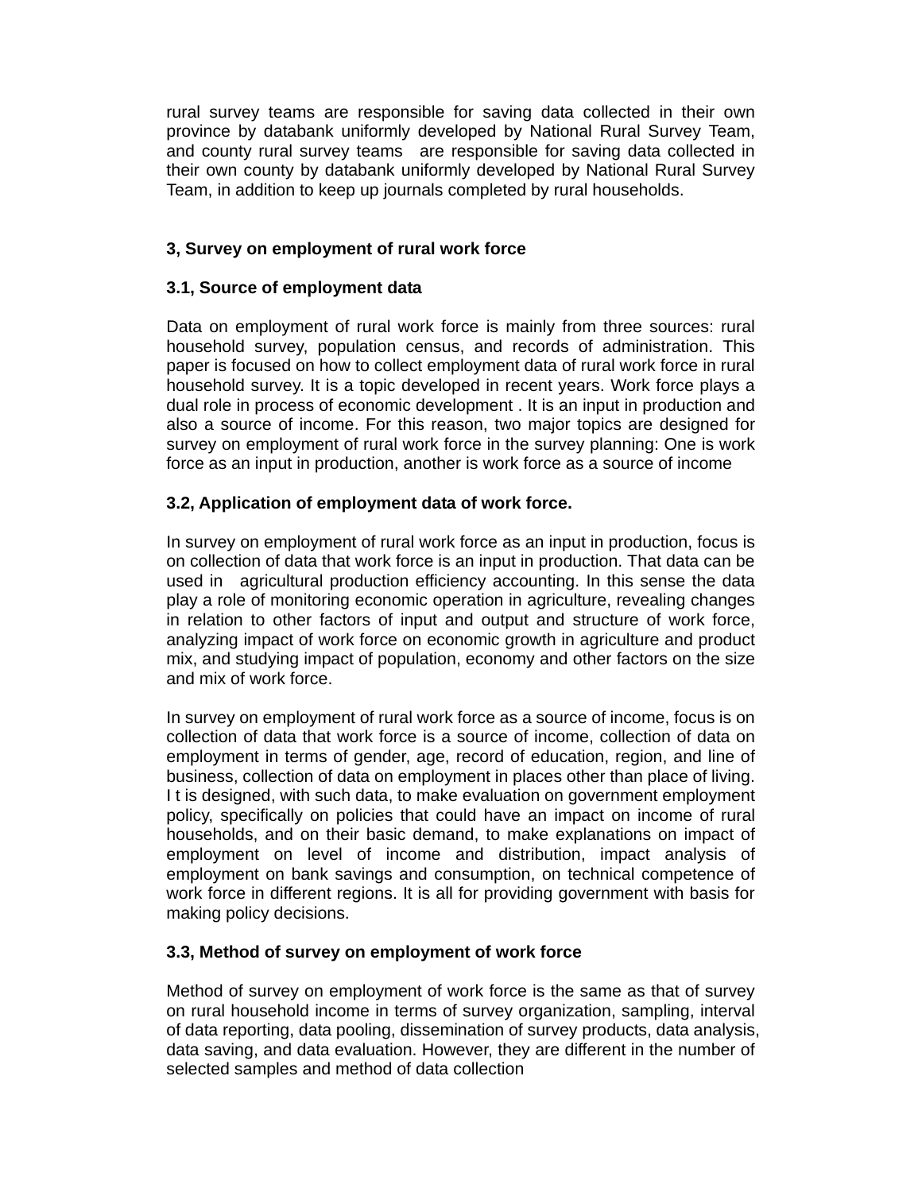rural survey teams are responsible for saving data collected in their own province by databank uniformly developed by National Rural Survey Team, and county rural survey teams are responsible for saving data collected in their own county by databank uniformly developed by National Rural Survey Team, in addition to keep up journals completed by rural households.

**3, Survey on employment of rural work force**

**3.1, Source of employment data**

Data on employment of rural work force is mainly from three sources: rural household survey, population census, and records of administration. This paper is focused on how to collect employment data of rural work force in rural household survey. It is a topic developed in recent years. Work force plays a dual role in process of economic development . It is an input in production and also a source of income. For this reason, two major topics are designed for survey on employment of rural work force in the survey planning: One is work force as an input in production, another is work force as a source of income

**3.2, Application of employment data of work force.**

In survey on employment of rural work force as an input in production, focus is on collection of data that work force is an input in production. That data can be used in agricultural production efficiency accounting. In this sense the data play a role of monitoring economic operation in agriculture, revealing changes in relation to other factors of input and output and structure of work force, analyzing impact of work force on economic growth in agriculture and product mix, and studying impact of population, economy and other factors on the size and mix of work force.

In survey on employment of rural work force as a source of income, focus is on collection of data that work force is a source of income, collection of data on employment in terms of gender, age, record of education, region, and line of business, collection of data on employment in places other than place of living. I t is designed, with such data, to make evaluation on government employment policy, specifically on policies that could have an impact on income of rural households, and on their basic demand, to make explanations on impact of employment on level of income and distribution, impact analysis of employment on bank savings and consumption, on technical competence of work force in different regions. It is all for providing government with basis for making policy decisions.

**3.3, Method of survey on employment of work force**

Method of survey on employment of work force is the same as that of survey on rural household income in terms of survey organization, sampling, interval of data reporting, data pooling, dissemination of survey products, data analysis, data saving, and data evaluation. However, they are different in the number of selected samples and method of data collection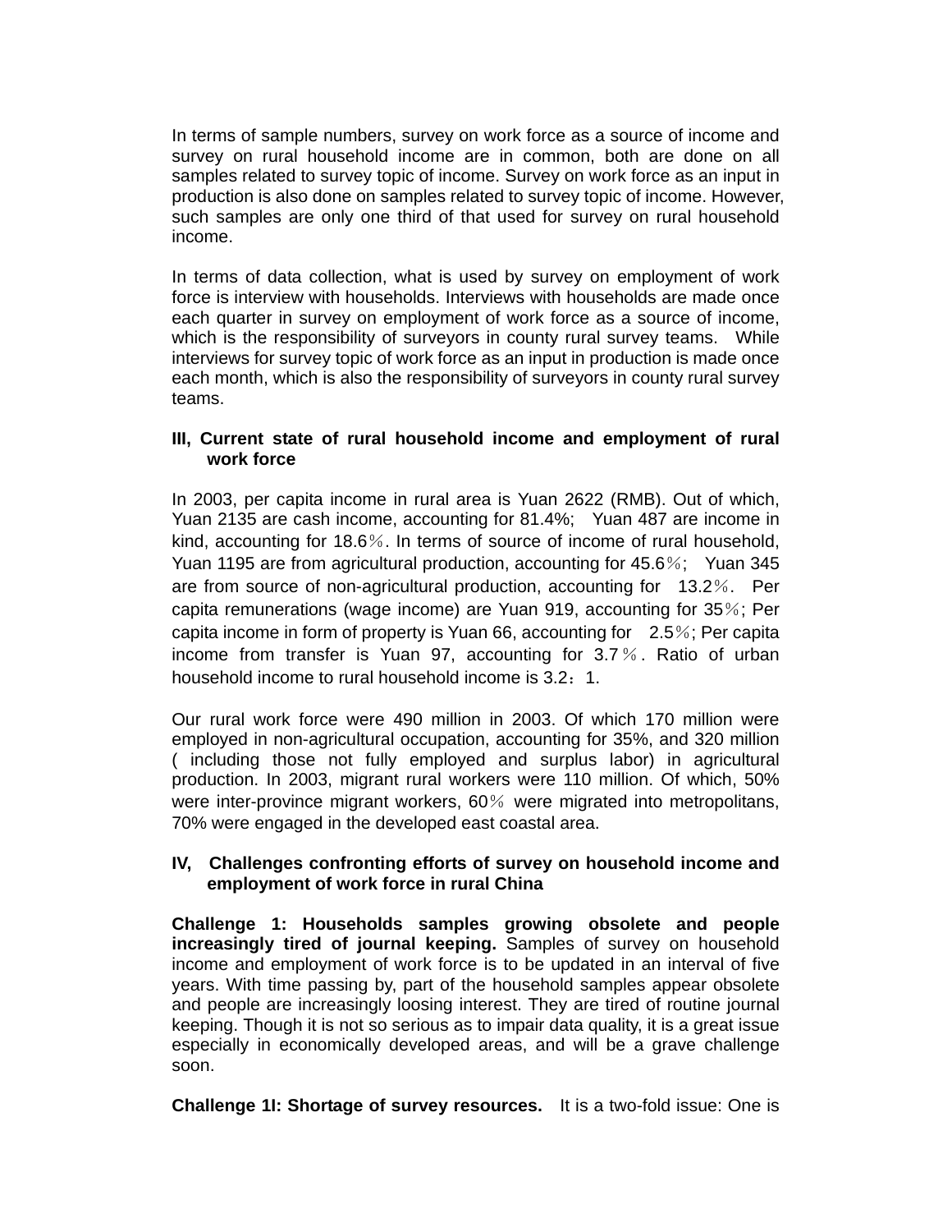In terms of sample numbers, survey on work force as a source of income and survey on rural household income are in common, both are done on all samples related to survey topic of income. Survey on work force as an input in production is also done on samples related to survey topic of income. However, such samples are only one third of that used for survey on rural household income.

In terms of data collection, what is used by survey on employment of work force is interview with households. Interviews with households are made once each quarter in survey on employment of work force as a source of income, which is the responsibility of surveyors in county rural survey teams. While interviews for survey topic of work force as an input in production is made once each month, which is also the responsibility of surveyors in county rural survey teams.

### III, Current state of rural household income and employment of rural work force

In 2003, per capita income in rural area is Yuan 2622 (RMB). Out of which, Yuan 2135 are cash income, accounting for 81.4%; Yuan 487 are income in kind, accounting for 18.6％. In terms of source of income of rural household, Yuan 1195 are from agricultural production, accounting for 45.6％; Yuan 345 are from source of non-agricultural production, accounting for 13.2％. Per capita remunerations (wage income) are Yuan 919, accounting for 35％; Per capita income in form of property is Yuan 66, accounting for 2.5％; Per capita income from transfer is Yuan 97, accounting for 3.7％. Ratio of urban household income to rural household income is 3.2：1.

Our rural work force were 490 million in 2003. Of which 170 million were employed in non-agricultural occupation, accounting for 35%, and 320 million ( including those not fully employed and surplus labor) in agricultural production. In 2003, migrant rural workers were 110 million. Of which, 50% were inter-province migrant workers, 60％ were migrated into metropolitans, 70% were engaged in the developed east coastal area.

### IV, Challenges confronting efforts of survey on household income and employment of work force in rural China

**Challenge 1: Households samples growing obsolete and people increasingly tired of journal keeping.** Samples of survey on household income and employment of work force is to be updated in an interval of five years. With time passing by, part of the household samples appear obsolete and people are increasingly loosing interest. They are tired of routine journal keeping. Though it is not so serious as to impair data quality, it is a great issue especially in economically developed areas, and will be a grave challenge soon.

**Challenge 1I: Shortage of survey resources.** It is a two-fold issue: One is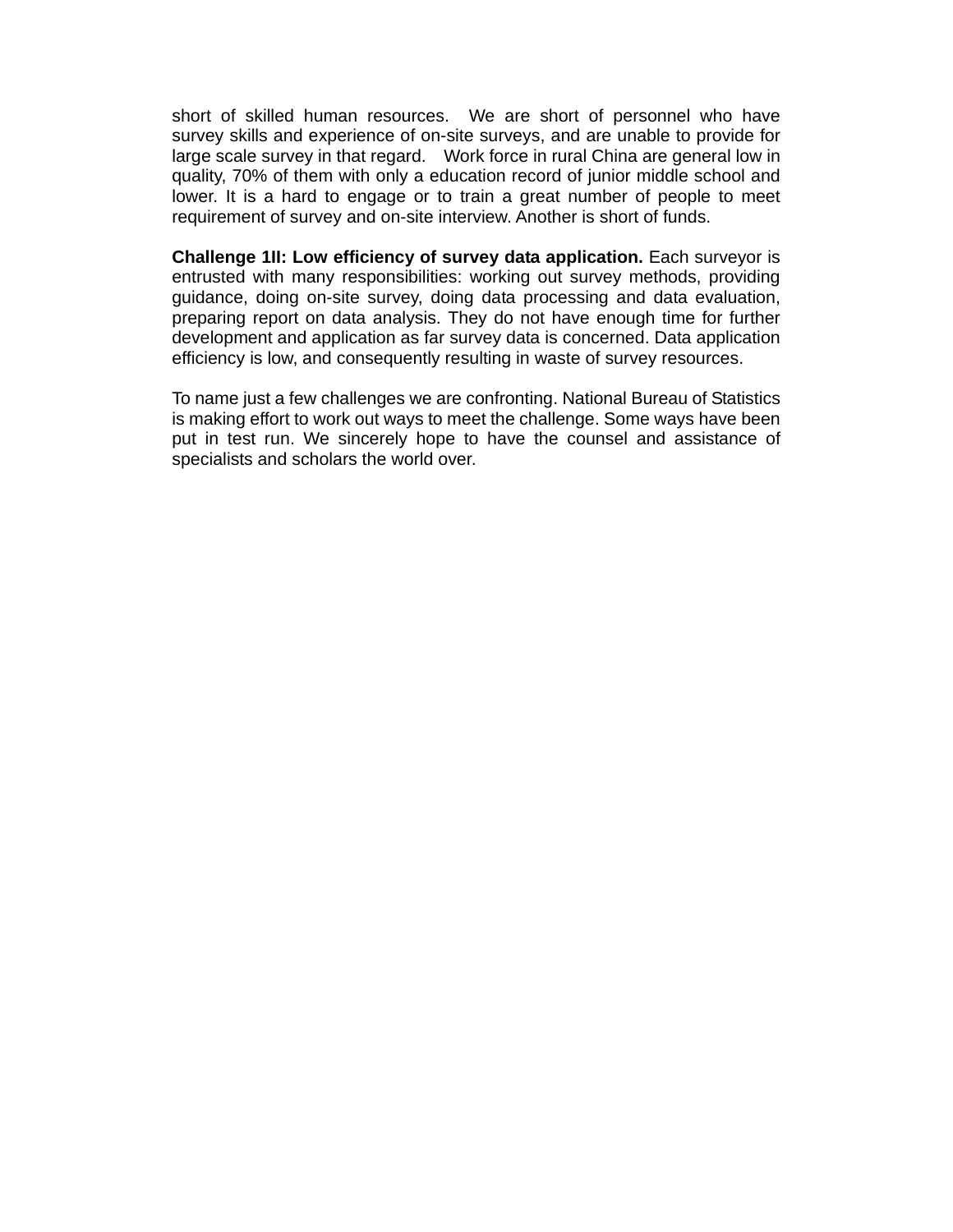short of skilled human resources. We are short of personnel who have survey skills and experience of on-site surveys, and are unable to provide for large scale survey in that regard. Work force in rural China are general low in quality, 70% of them with only a education record of junior middle school and lower. It is a hard to engage or to train a great number of people to meet requirement of survey and on-site interview. Another is short of funds.

**Challenge 1II: Low efficiency of survey data application.** Each surveyor is entrusted with many responsibilities: working out survey methods, providing guidance, doing on-site survey, doing data processing and data evaluation, preparing report on data analysis. They do not have enough time for further development and application as far survey data is concerned. Data application efficiency is low, and consequently resulting in waste of survey resources.

To name just a few challenges we are confronting. National Bureau of Statistics is making effort to work out ways to meet the challenge. Some ways have been put in test run. We sincerely hope to have the counsel and assistance of specialists and scholars the world over.